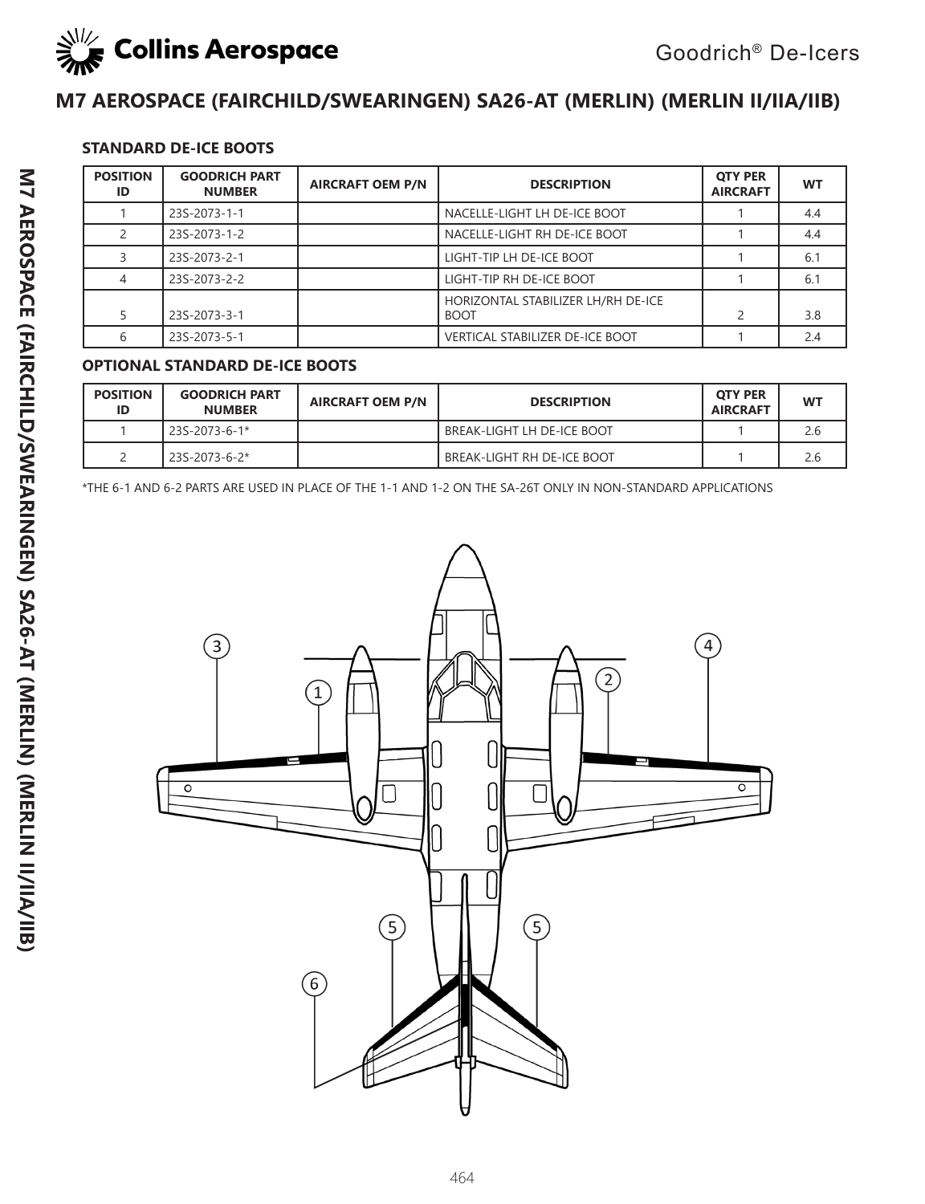# M7 AEROSPACE (FAIRCHILD/SWEARINGEN) SA26-AT (MERLIN) (MERLIN II/IIA/IIB)

### STANDARD DE-ICE BOOTS

| POSITION ID | GOODRICH PART NUMBER | AIRCRAFT OEM P/N | DESCRIPTION | QTY PER AIRCRAFT | WT |
|---|---|---|---|---|---|
| 1 | 23S-2073-1-1 | | NACELLE-LIGHT LH DE-ICE BOOT | 1 | 4.4 |
| 2 | 23S-2073-1-2 | | NACELLE-LIGHT RH DE-ICE BOOT | 1 | 4.4 |
| 3 | 23S-2073-2-1 | | LIGHT-TIP LH DE-ICE BOOT | 1 | 6.1 |
| 4 | 23S-2073-2-2 | | LIGHT-TIP RH DE-ICE BOOT | 1 | 6.1 |
| 5 | 23S-2073-3-1 | | HORIZONTAL STABILIZER LH/RH DE-ICE BOOT | 2 | 3.8 |
| 6 | 23S-2073-5-1 | | VERTICAL STABILIZER DE-ICE BOOT | 1 | 2.4 |

### OPTIONAL STANDARD DE-ICE BOOTS

| POSITION ID | GOODRICH PART NUMBER | AIRCRAFT OEM P/N | DESCRIPTION | QTY PER AIRCRAFT | WT |
|---|---|---|---|---|---|
| 1 | 23S-2073-6-1* | | BREAK-LIGHT LH DE-ICE BOOT | 1 | 2.6 |
| 2 | 23S-2073-6-2* | | BREAK-LIGHT RH DE-ICE BOOT | 1 | 2.6 |

*THE 6-1 AND 6-2 PARTS ARE USED IN PLACE OF THE 1-1 AND 1-2 ON THE SA-26T ONLY IN NON-STANDARD APPLICATIONS

3
4
1
2
5
5
6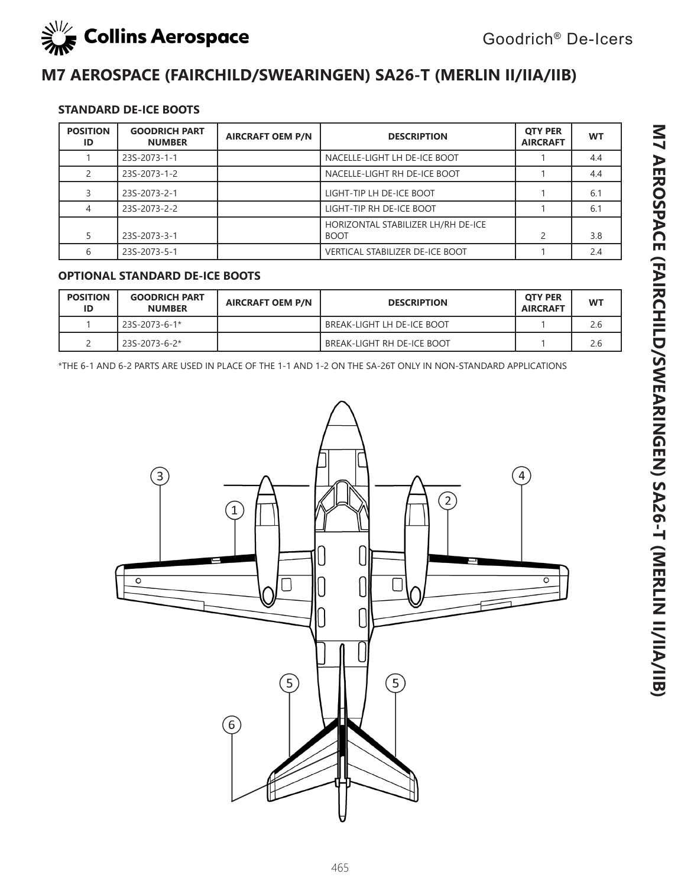# M7 AEROSPACE (FAIRCHILD/SWEARINGEN) SA26-T (MERLIN II/IIA/IIB)

### STANDARD DE-ICE BOOTS

| POSITION ID | GOODRICH PART NUMBER | AIRCRAFT OEM P/N | DESCRIPTION | QTY PER AIRCRAFT | WT |
|---|---|---|---|---|---|
| 1 | 23S-2073-1-1 | | NACELLE-LIGHT LH DE-ICE BOOT | 1 | 4.4 |
| 2 | 23S-2073-1-2 | | NACELLE-LIGHT RH DE-ICE BOOT | 1 | 4.4 |
| 3 | 23S-2073-2-1 | | LIGHT-TIP LH DE-ICE BOOT | 1 | 6.1 |
| 4 | 23S-2073-2-2 | | LIGHT-TIP RH DE-ICE BOOT | 1 | 6.1 |
| 5 | 23S-2073-3-1 | | HORIZONTAL STABILIZER LH/RH DE-ICE BOOT | 2 | 3.8 |
| 6 | 23S-2073-5-1 | | VERTICAL STABILIZER DE-ICE BOOT | 1 | 2.4 |

### OPTIONAL STANDARD DE-ICE BOOTS

| POSITION ID | GOODRICH PART NUMBER | AIRCRAFT OEM P/N | DESCRIPTION | QTY PER AIRCRAFT | WT |
|---|---|---|---|---|---|
| 1 | 23S-2073-6-1* | | BREAK-LIGHT LH DE-ICE BOOT | 1 | 2.6 |
| 2 | 23S-2073-6-2* | | BREAK-LIGHT RH DE-ICE BOOT | 1 | 2.6 |

*THE 6-1 AND 6-2 PARTS ARE USED IN PLACE OF THE 1-1 AND 1-2 ON THE SA-26T ONLY IN NON-STANDARD APPLICATIONS

3
4
1
2
5
5
6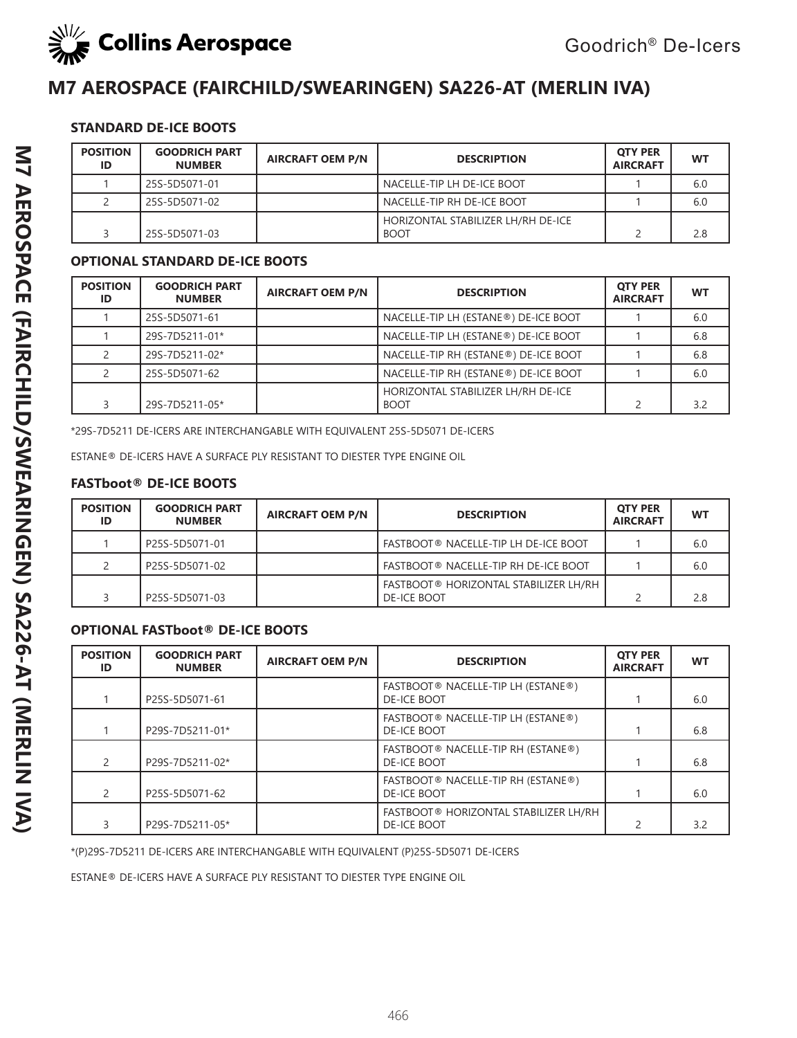# M7 AEROSPACE (FAIRCHILD/SWEARINGEN) SA226-AT (MERLIN IVA)

### STANDARD DE-ICE BOOTS

| POSITION ID | GOODRICH PART NUMBER | AIRCRAFT OEM P/N | DESCRIPTION | QTY PER AIRCRAFT | WT |
|---|---|---|---|---|---|
| 1 | 25S-5D5071-01 | | NACELLE-TIP LH DE-ICE BOOT | 1 | 6.0 |
| 2 | 25S-5D5071-02 | | NACELLE-TIP RH DE-ICE BOOT | 1 | 6.0 |
| 3 | 25S-5D5071-03 | | HORIZONTAL STABILIZER LH/RH DE-ICE BOOT | 2 | 2.8 |

### OPTIONAL STANDARD DE-ICE BOOTS

| POSITION ID | GOODRICH PART NUMBER | AIRCRAFT OEM P/N | DESCRIPTION | QTY PER AIRCRAFT | WT |
|---|---|---|---|---|---|
| 1 | 25S-5D5071-61 | | NACELLE-TIP LH (ESTANE®) DE-ICE BOOT | 1 | 6.0 |
| 1 | 29S-7D5211-01* | | NACELLE-TIP LH (ESTANE®) DE-ICE BOOT | 1 | 6.8 |
| 2 | 29S-7D5211-02* | | NACELLE-TIP RH (ESTANE®) DE-ICE BOOT | 1 | 6.8 |
| 2 | 25S-5D5071-62 | | NACELLE-TIP RH (ESTANE®) DE-ICE BOOT | 1 | 6.0 |
| 3 | 29S-7D5211-05* | | HORIZONTAL STABILIZER LH/RH DE-ICE BOOT | 2 | 3.2 |

*29S-7D5211 DE-ICERS ARE INTERCHANGABLE WITH EQUIVALENT 25S-5D5071 DE-ICERS

ESTANE® DE-ICERS HAVE A SURFACE PLY RESISTANT TO DIESTER TYPE ENGINE OIL

### FASTboot® DE-ICE BOOTS

| POSITION ID | GOODRICH PART NUMBER | AIRCRAFT OEM P/N | DESCRIPTION | QTY PER AIRCRAFT | WT |
|---|---|---|---|---|---|
| 1 | P25S-5D5071-01 | | FASTBOOT® NACELLE-TIP LH DE-ICE BOOT | 1 | 6.0 |
| 2 | P25S-5D5071-02 | | FASTBOOT® NACELLE-TIP RH DE-ICE BOOT | 1 | 6.0 |
| 3 | P25S-5D5071-03 | | FASTBOOT® HORIZONTAL STABILIZER LH/RH DE-ICE BOOT | 2 | 2.8 |

### OPTIONAL FASTboot® DE-ICE BOOTS

| POSITION ID | GOODRICH PART NUMBER | AIRCRAFT OEM P/N | DESCRIPTION | QTY PER AIRCRAFT | WT |
|---|---|---|---|---|---|
| 1 | P25S-5D5071-61 | | FASTBOOT® NACELLE-TIP LH (ESTANE®) DE-ICE BOOT | 1 | 6.0 |
| 1 | P29S-7D5211-01* | | FASTBOOT® NACELLE-TIP LH (ESTANE®) DE-ICE BOOT | 1 | 6.8 |
| 2 | P29S-7D5211-02* | | FASTBOOT® NACELLE-TIP RH (ESTANE®) DE-ICE BOOT | 1 | 6.8 |
| 2 | P25S-5D5071-62 | | FASTBOOT® NACELLE-TIP RH (ESTANE®) DE-ICE BOOT | 1 | 6.0 |
| 3 | P29S-7D5211-05* | | FASTBOOT® HORIZONTAL STABILIZER LH/RH DE-ICE BOOT | 2 | 3.2 |

*(P)29S-7D5211 DE-ICERS ARE INTERCHANGABLE WITH EQUIVALENT (P)25S-5D5071 DE-ICERS

ESTANE® DE-ICERS HAVE A SURFACE PLY RESISTANT TO DIESTER TYPE ENGINE OIL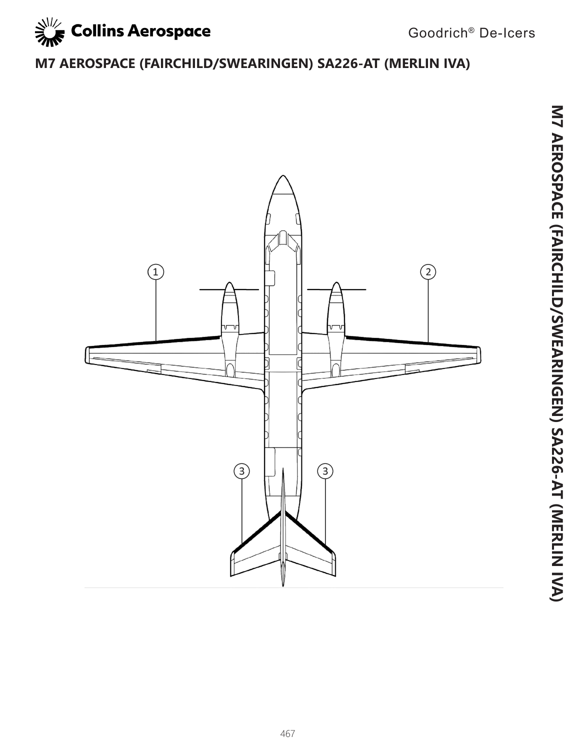# M7 AEROSPACE (FAIRCHILD/SWEARINGEN) SA226-AT (MERLIN IVA)

1

2

3

3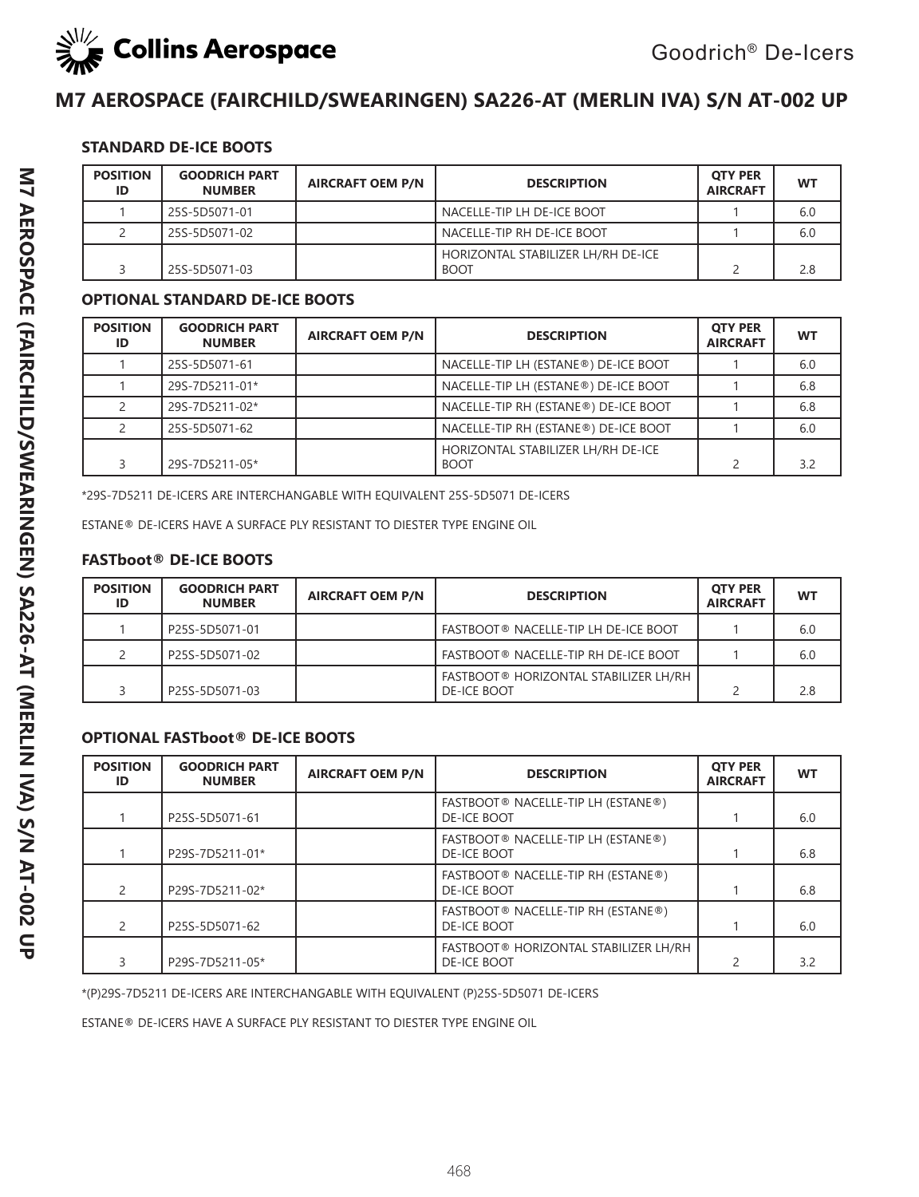## M7 AEROSPACE (FAIRCHILD/SWEARINGEN) SA226-AT (MERLIN IVA) S/N AT-002 UP

### STANDARD DE-ICE BOOTS

| POSITION ID | GOODRICH PART NUMBER | AIRCRAFT OEM P/N | DESCRIPTION | QTY PER AIRCRAFT | WT |
|---|---|---|---|---|---|
| 1 | 25S-5D5071-01 | | NACELLE-TIP LH DE-ICE BOOT | 1 | 6.0 |
| 2 | 25S-5D5071-02 | | NACELLE-TIP RH DE-ICE BOOT | 1 | 6.0 |
| 3 | 25S-5D5071-03 | | HORIZONTAL STABILIZER LH/RH DE-ICE BOOT | 2 | 2.8 |

### OPTIONAL STANDARD DE-ICE BOOTS

| POSITION ID | GOODRICH PART NUMBER | AIRCRAFT OEM P/N | DESCRIPTION | QTY PER AIRCRAFT | WT |
|---|---|---|---|---|---|
| 1 | 25S-5D5071-61 | | NACELLE-TIP LH (ESTANE®) DE-ICE BOOT | 1 | 6.0 |
| 1 | 29S-7D5211-01* | | NACELLE-TIP LH (ESTANE®) DE-ICE BOOT | 1 | 6.8 |
| 2 | 29S-7D5211-02* | | NACELLE-TIP RH (ESTANE®) DE-ICE BOOT | 1 | 6.8 |
| 2 | 25S-5D5071-62 | | NACELLE-TIP RH (ESTANE®) DE-ICE BOOT | 1 | 6.0 |
| 3 | 29S-7D5211-05* | | HORIZONTAL STABILIZER LH/RH DE-ICE BOOT | 2 | 3.2 |

*29S-7D5211 DE-ICERS ARE INTERCHANGABLE WITH EQUIVALENT 25S-5D5071 DE-ICERS

ESTANE® DE-ICERS HAVE A SURFACE PLY RESISTANT TO DIESTER TYPE ENGINE OIL

### FASTboot® DE-ICE BOOTS

| POSITION ID | GOODRICH PART NUMBER | AIRCRAFT OEM P/N | DESCRIPTION | QTY PER AIRCRAFT | WT |
|---|---|---|---|---|---|
| 1 | P25S-5D5071-01 | | FASTBOOT® NACELLE-TIP LH DE-ICE BOOT | 1 | 6.0 |
| 2 | P25S-5D5071-02 | | FASTBOOT® NACELLE-TIP RH DE-ICE BOOT | 1 | 6.0 |
| 3 | P25S-5D5071-03 | | FASTBOOT® HORIZONTAL STABILIZER LH/RH DE-ICE BOOT | 2 | 2.8 |

### OPTIONAL FASTboot® DE-ICE BOOTS

| POSITION ID | GOODRICH PART NUMBER | AIRCRAFT OEM P/N | DESCRIPTION | QTY PER AIRCRAFT | WT |
|---|---|---|---|---|---|
| 1 | P25S-5D5071-61 | | FASTBOOT® NACELLE-TIP LH (ESTANE®) DE-ICE BOOT | 1 | 6.0 |
| 1 | P29S-7D5211-01* | | FASTBOOT® NACELLE-TIP LH (ESTANE®) DE-ICE BOOT | 1 | 6.8 |
| 2 | P29S-7D5211-02* | | FASTBOOT® NACELLE-TIP RH (ESTANE®) DE-ICE BOOT | 1 | 6.8 |
| 2 | P25S-5D5071-62 | | FASTBOOT® NACELLE-TIP RH (ESTANE®) DE-ICE BOOT | 1 | 6.0 |
| 3 | P29S-7D5211-05* | | FASTBOOT® HORIZONTAL STABILIZER LH/RH DE-ICE BOOT | 2 | 3.2 |

*(P)29S-7D5211 DE-ICERS ARE INTERCHANGABLE WITH EQUIVALENT (P)25S-5D5071 DE-ICERS

ESTANE® DE-ICERS HAVE A SURFACE PLY RESISTANT TO DIESTER TYPE ENGINE OIL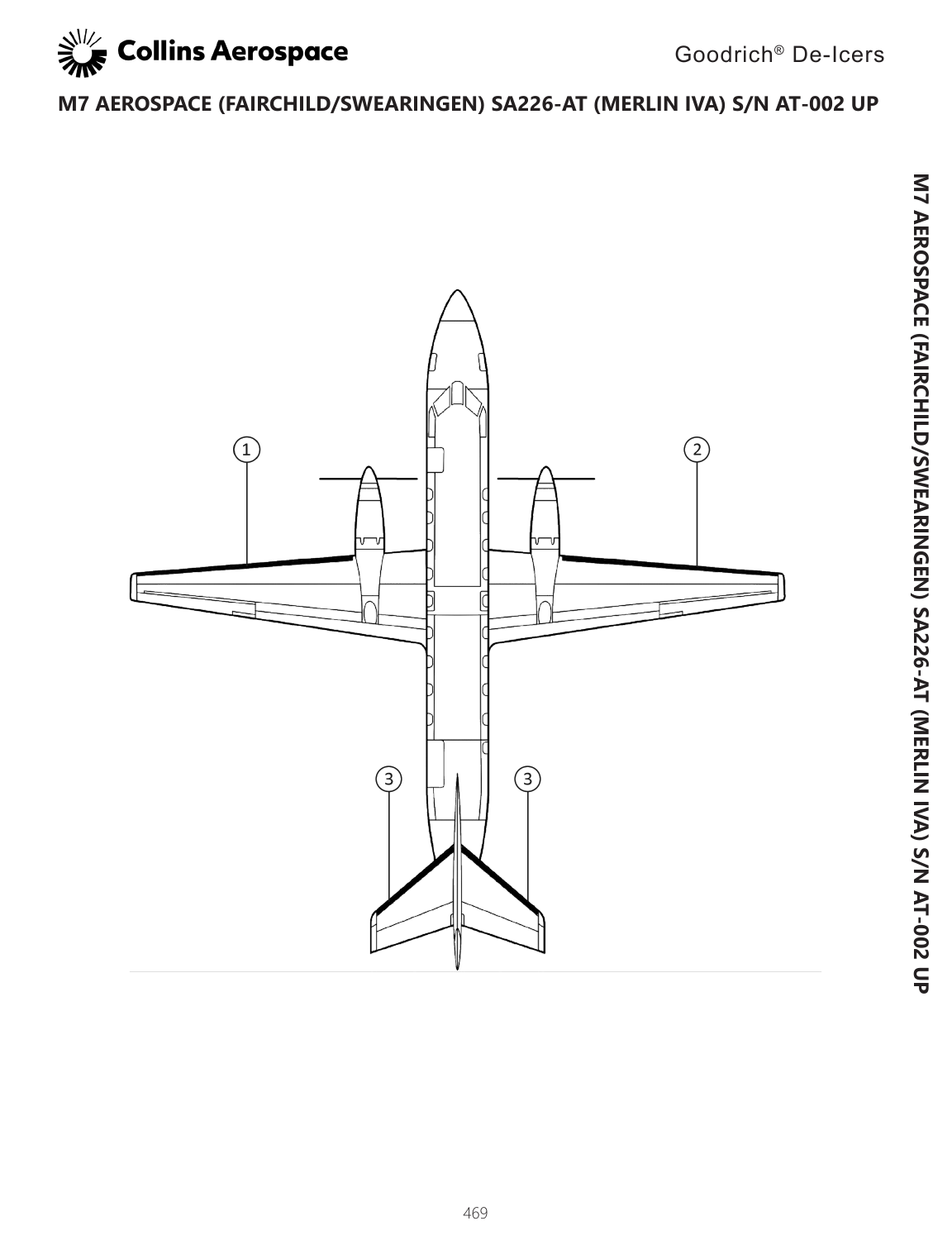# M7 AEROSPACE (FAIRCHILD/SWEARINGEN) SA226-AT (MERLIN IVA) S/N AT-002 UP

1

2

3

3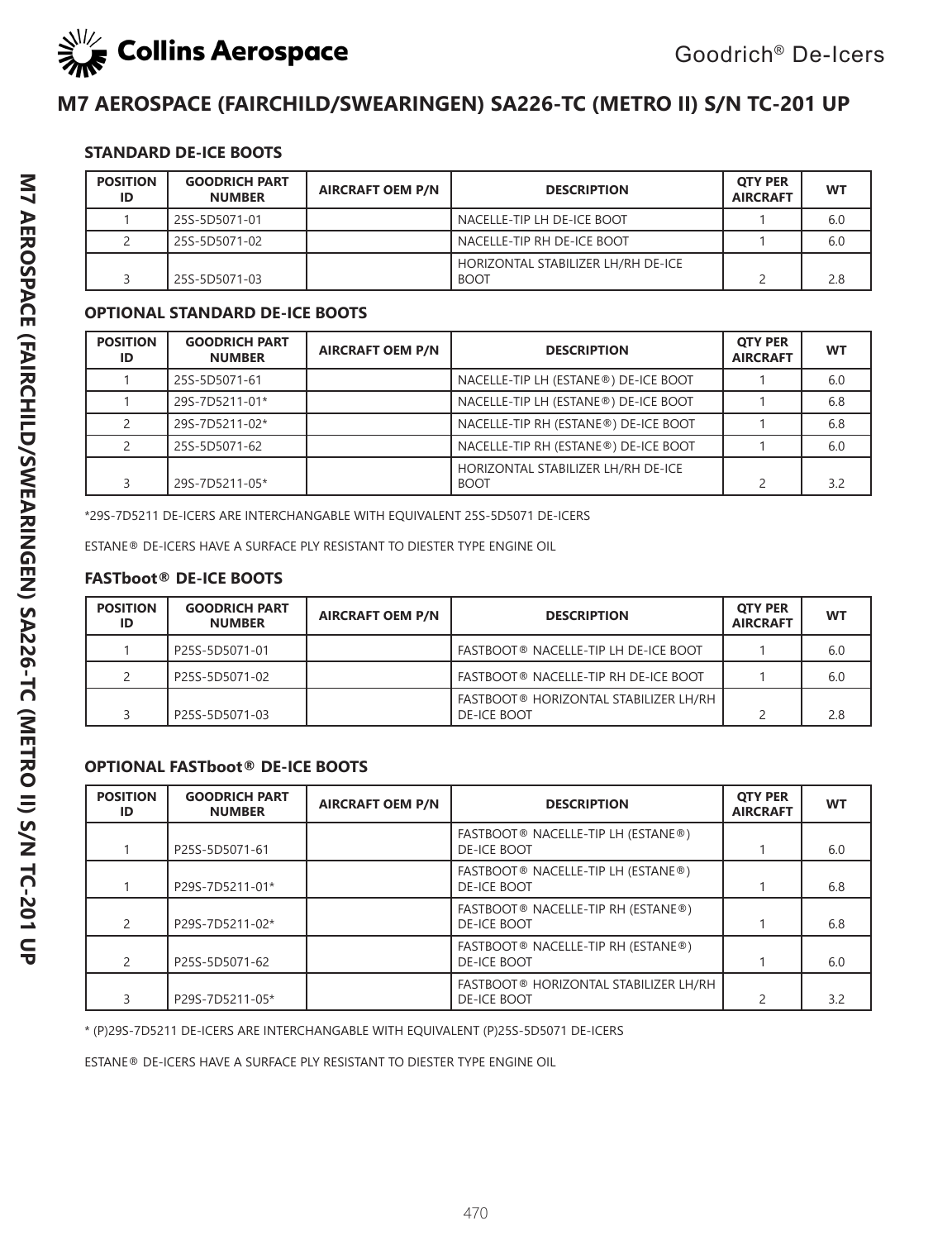# M7 AEROSPACE (FAIRCHILD/SWEARINGEN) SA226-TC (METRO II) S/N TC-201 UP

### STANDARD DE-ICE BOOTS

| POSITION ID | GOODRICH PART NUMBER | AIRCRAFT OEM P/N | DESCRIPTION | QTY PER AIRCRAFT | WT |
|---|---|---|---|---|---|
| 1 | 25S-5D5071-01 | | NACELLE-TIP LH DE-ICE BOOT | 1 | 6.0 |
| 2 | 25S-5D5071-02 | | NACELLE-TIP RH DE-ICE BOOT | 1 | 6.0 |
| 3 | 25S-5D5071-03 | | HORIZONTAL STABILIZER LH/RH DE-ICE BOOT | 2 | 2.8 |

### OPTIONAL STANDARD DE-ICE BOOTS

| POSITION ID | GOODRICH PART NUMBER | AIRCRAFT OEM P/N | DESCRIPTION | QTY PER AIRCRAFT | WT |
|---|---|---|---|---|---|
| 1 | 25S-5D5071-61 | | NACELLE-TIP LH (ESTANE®) DE-ICE BOOT | 1 | 6.0 |
| 1 | 29S-7D5211-01* | | NACELLE-TIP LH (ESTANE®) DE-ICE BOOT | 1 | 6.8 |
| 2 | 29S-7D5211-02* | | NACELLE-TIP RH (ESTANE®) DE-ICE BOOT | 1 | 6.8 |
| 2 | 25S-5D5071-62 | | NACELLE-TIP RH (ESTANE®) DE-ICE BOOT | 1 | 6.0 |
| 3 | 29S-7D5211-05* | | HORIZONTAL STABILIZER LH/RH DE-ICE BOOT | 2 | 3.2 |

*29S-7D5211 DE-ICERS ARE INTERCHANGABLE WITH EQUIVALENT 25S-5D5071 DE-ICERS

ESTANE® DE-ICERS HAVE A SURFACE PLY RESISTANT TO DIESTER TYPE ENGINE OIL

### FASTboot® DE-ICE BOOTS

| POSITION ID | GOODRICH PART NUMBER | AIRCRAFT OEM P/N | DESCRIPTION | QTY PER AIRCRAFT | WT |
|---|---|---|---|---|---|
| 1 | P25S-5D5071-01 | | FASTBOOT® NACELLE-TIP LH DE-ICE BOOT | 1 | 6.0 |
| 2 | P25S-5D5071-02 | | FASTBOOT® NACELLE-TIP RH DE-ICE BOOT | 1 | 6.0 |
| 3 | P25S-5D5071-03 | | FASTBOOT® HORIZONTAL STABILIZER LH/RH DE-ICE BOOT | 2 | 2.8 |

### OPTIONAL FASTboot® DE-ICE BOOTS

| POSITION ID | GOODRICH PART NUMBER | AIRCRAFT OEM P/N | DESCRIPTION | QTY PER AIRCRAFT | WT |
|---|---|---|---|---|---|
| 1 | P25S-5D5071-61 | | FASTBOOT® NACELLE-TIP LH (ESTANE®) DE-ICE BOOT | 1 | 6.0 |
| 1 | P29S-7D5211-01* | | FASTBOOT® NACELLE-TIP LH (ESTANE®) DE-ICE BOOT | 1 | 6.8 |
| 2 | P29S-7D5211-02* | | FASTBOOT® NACELLE-TIP RH (ESTANE®) DE-ICE BOOT | 1 | 6.8 |
| 2 | P25S-5D5071-62 | | FASTBOOT® NACELLE-TIP RH (ESTANE®) DE-ICE BOOT | 1 | 6.0 |
| 3 | P29S-7D5211-05* | | FASTBOOT® HORIZONTAL STABILIZER LH/RH DE-ICE BOOT | 2 | 3.2 |

* (P)29S-7D5211 DE-ICERS ARE INTERCHANGABLE WITH EQUIVALENT (P)25S-5D5071 DE-ICERS

ESTANE® DE-ICERS HAVE A SURFACE PLY RESISTANT TO DIESTER TYPE ENGINE OIL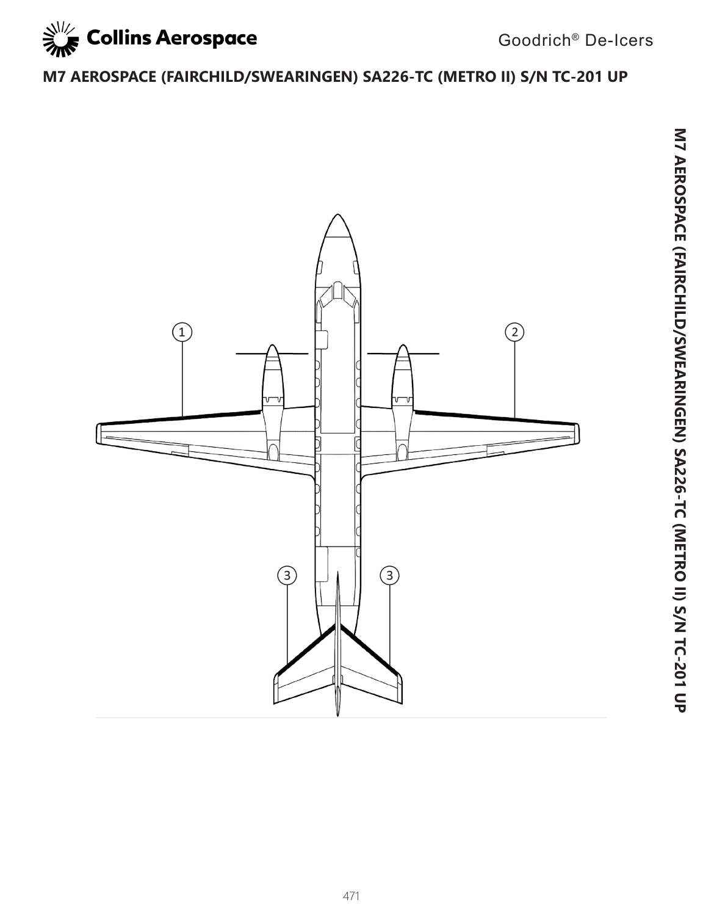# M7 AEROSPACE (FAIRCHILD/SWEARINGEN) SA226-TC (METRO II) S/N TC-201 UP

1

2

3

3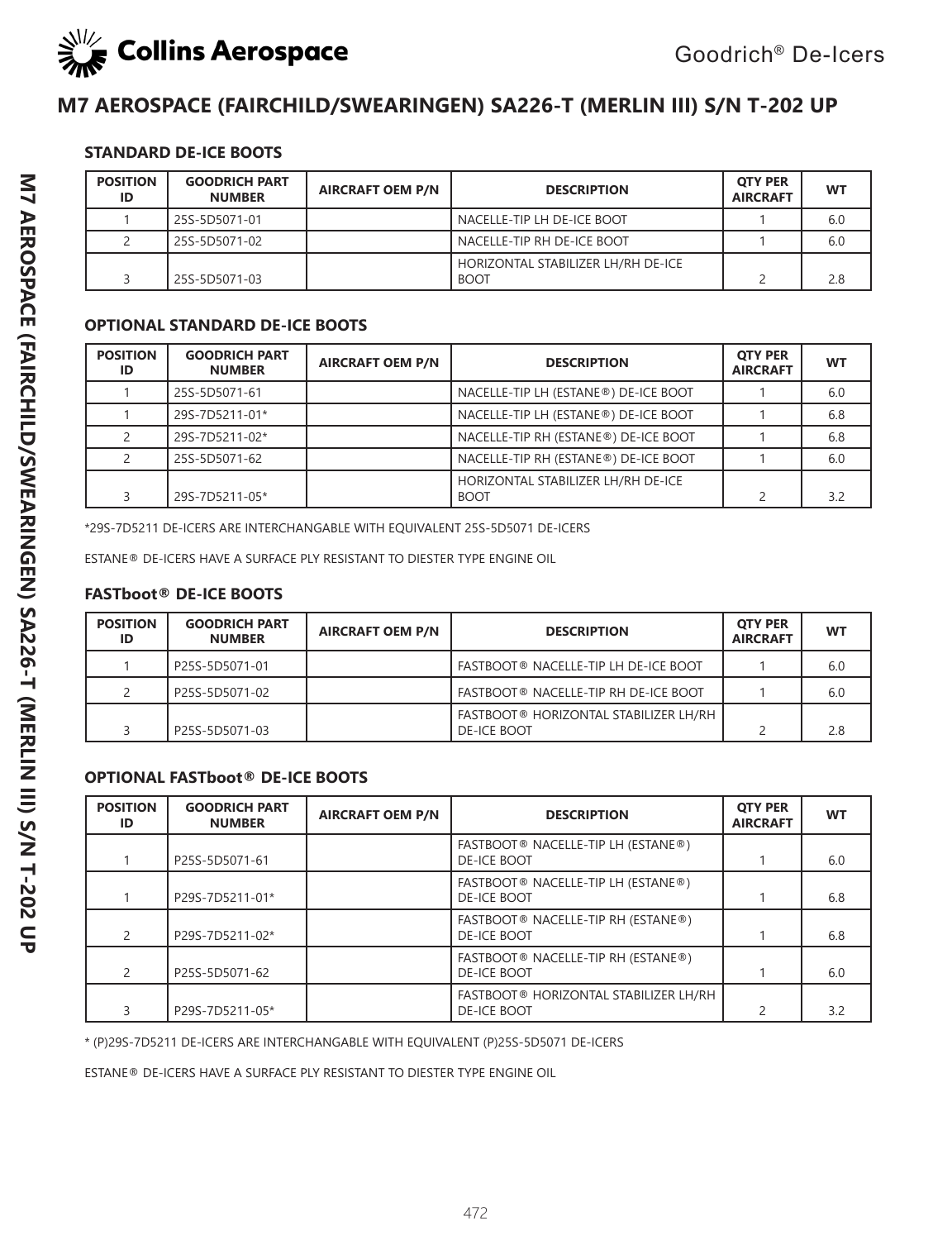# M7 AEROSPACE (FAIRCHILD/SWEARINGEN) SA226-T (MERLIN III) S/N T-202 UP

### STANDARD DE-ICE BOOTS

| POSITION ID | GOODRICH PART NUMBER | AIRCRAFT OEM P/N | DESCRIPTION | QTY PER AIRCRAFT | WT |
|---|---|---|---|---|---|
| 1 | 25S-5D5071-01 | | NACELLE-TIP LH DE-ICE BOOT | 1 | 6.0 |
| 2 | 25S-5D5071-02 | | NACELLE-TIP RH DE-ICE BOOT | 1 | 6.0 |
| 3 | 25S-5D5071-03 | | HORIZONTAL STABILIZER LH/RH DE-ICE BOOT | 2 | 2.8 |

### OPTIONAL STANDARD DE-ICE BOOTS

| POSITION ID | GOODRICH PART NUMBER | AIRCRAFT OEM P/N | DESCRIPTION | QTY PER AIRCRAFT | WT |
|---|---|---|---|---|---|
| 1 | 25S-5D5071-61 | | NACELLE-TIP LH (ESTANE®) DE-ICE BOOT | 1 | 6.0 |
| 1 | 29S-7D5211-01* | | NACELLE-TIP LH (ESTANE®) DE-ICE BOOT | 1 | 6.8 |
| 2 | 29S-7D5211-02* | | NACELLE-TIP RH (ESTANE®) DE-ICE BOOT | 1 | 6.8 |
| 2 | 25S-5D5071-62 | | NACELLE-TIP RH (ESTANE®) DE-ICE BOOT | 1 | 6.0 |
| 3 | 29S-7D5211-05* | | HORIZONTAL STABILIZER LH/RH DE-ICE BOOT | 2 | 3.2 |

*29S-7D5211 DE-ICERS ARE INTERCHANGABLE WITH EQUIVALENT 25S-5D5071 DE-ICERS

ESTANE® DE-ICERS HAVE A SURFACE PLY RESISTANT TO DIESTER TYPE ENGINE OIL

### FASTboot® DE-ICE BOOTS

| POSITION ID | GOODRICH PART NUMBER | AIRCRAFT OEM P/N | DESCRIPTION | QTY PER AIRCRAFT | WT |
|---|---|---|---|---|---|
| 1 | P25S-5D5071-01 | | FASTBOOT® NACELLE-TIP LH DE-ICE BOOT | 1 | 6.0 |
| 2 | P25S-5D5071-02 | | FASTBOOT® NACELLE-TIP RH DE-ICE BOOT | 1 | 6.0 |
| 3 | P25S-5D5071-03 | | FASTBOOT® HORIZONTAL STABILIZER LH/RH DE-ICE BOOT | 2 | 2.8 |

### OPTIONAL FASTboot® DE-ICE BOOTS

| POSITION ID | GOODRICH PART NUMBER | AIRCRAFT OEM P/N | DESCRIPTION | QTY PER AIRCRAFT | WT |
|---|---|---|---|---|---|
| 1 | P25S-5D5071-61 | | FASTBOOT® NACELLE-TIP LH (ESTANE®) DE-ICE BOOT | 1 | 6.0 |
| 1 | P29S-7D5211-01* | | FASTBOOT® NACELLE-TIP LH (ESTANE®) DE-ICE BOOT | 1 | 6.8 |
| 2 | P29S-7D5211-02* | | FASTBOOT® NACELLE-TIP RH (ESTANE®) DE-ICE BOOT | 1 | 6.8 |
| 2 | P25S-5D5071-62 | | FASTBOOT® NACELLE-TIP RH (ESTANE®) DE-ICE BOOT | 1 | 6.0 |
| 3 | P29S-7D5211-05* | | FASTBOOT® HORIZONTAL STABILIZER LH/RH DE-ICE BOOT | 2 | 3.2 |

* (P)29S-7D5211 DE-ICERS ARE INTERCHANGABLE WITH EQUIVALENT (P)25S-5D5071 DE-ICERS

ESTANE® DE-ICERS HAVE A SURFACE PLY RESISTANT TO DIESTER TYPE ENGINE OIL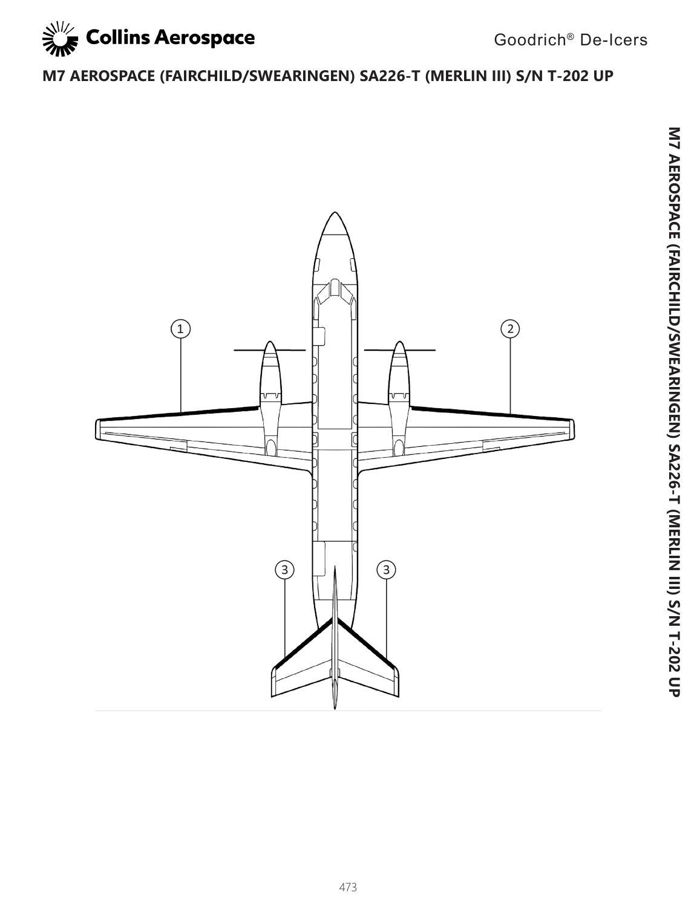# M7 AEROSPACE (FAIRCHILD/SWEARINGEN) SA226-T (MERLIN III) S/N T-202 UP

1

2

3

3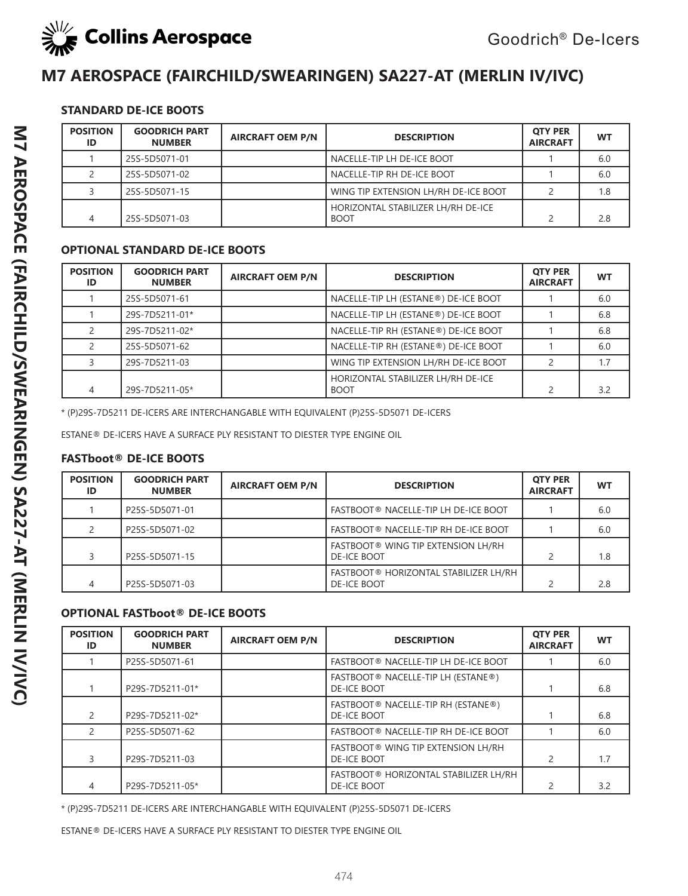# M7 AEROSPACE (FAIRCHILD/SWEARINGEN) SA227-AT (MERLIN IV/IVC)

### STANDARD DE-ICE BOOTS

| POSITION ID | GOODRICH PART NUMBER | AIRCRAFT OEM P/N | DESCRIPTION | QTY PER AIRCRAFT | WT |
|---|---|---|---|---|---|
| 1 | 25S-5D5071-01 | | NACELLE-TIP LH DE-ICE BOOT | 1 | 6.0 |
| 2 | 25S-5D5071-02 | | NACELLE-TIP RH DE-ICE BOOT | 1 | 6.0 |
| 3 | 25S-5D5071-15 | | WING TIP EXTENSION LH/RH DE-ICE BOOT | 2 | 1.8 |
| 4 | 25S-5D5071-03 | | HORIZONTAL STABILIZER LH/RH DE-ICE BOOT | 2 | 2.8 |

### OPTIONAL STANDARD DE-ICE BOOTS

| POSITION ID | GOODRICH PART NUMBER | AIRCRAFT OEM P/N | DESCRIPTION | QTY PER AIRCRAFT | WT |
|---|---|---|---|---|---|
| 1 | 25S-5D5071-61 | | NACELLE-TIP LH (ESTANE®) DE-ICE BOOT | 1 | 6.0 |
| 1 | 29S-7D5211-01* | | NACELLE-TIP LH (ESTANE®) DE-ICE BOOT | 1 | 6.8 |
| 2 | 29S-7D5211-02* | | NACELLE-TIP RH (ESTANE®) DE-ICE BOOT | 1 | 6.8 |
| 2 | 25S-5D5071-62 | | NACELLE-TIP RH (ESTANE®) DE-ICE BOOT | 1 | 6.0 |
| 3 | 29S-7D5211-03 | | WING TIP EXTENSION LH/RH DE-ICE BOOT | 2 | 1.7 |
| 4 | 29S-7D5211-05* | | HORIZONTAL STABILIZER LH/RH DE-ICE BOOT | 2 | 3.2 |

\* (P)29S-7D5211 DE-ICERS ARE INTERCHANGABLE WITH EQUIVALENT (P)25S-5D5071 DE-ICERS

ESTANE® DE-ICERS HAVE A SURFACE PLY RESISTANT TO DIESTER TYPE ENGINE OIL

### FASTboot® DE-ICE BOOTS

| POSITION ID | GOODRICH PART NUMBER | AIRCRAFT OEM P/N | DESCRIPTION | QTY PER AIRCRAFT | WT |
|---|---|---|---|---|---|
| 1 | P25S-5D5071-01 | | FASTBOOT® NACELLE-TIP LH DE-ICE BOOT | 1 | 6.0 |
| 2 | P25S-5D5071-02 | | FASTBOOT® NACELLE-TIP RH DE-ICE BOOT | 1 | 6.0 |
| 3 | P25S-5D5071-15 | | FASTBOOT® WING TIP EXTENSION LH/RH DE-ICE BOOT | 2 | 1.8 |
| 4 | P25S-5D5071-03 | | FASTBOOT® HORIZONTAL STABILIZER LH/RH DE-ICE BOOT | 2 | 2.8 |

### OPTIONAL FASTboot® DE-ICE BOOTS

| POSITION ID | GOODRICH PART NUMBER | AIRCRAFT OEM P/N | DESCRIPTION | QTY PER AIRCRAFT | WT |
|---|---|---|---|---|---|
| 1 | P25S-5D5071-61 | | FASTBOOT® NACELLE-TIP LH DE-ICE BOOT | 1 | 6.0 |
| 1 | P29S-7D5211-01* | | FASTBOOT® NACELLE-TIP LH (ESTANE®) DE-ICE BOOT | 1 | 6.8 |
| 2 | P29S-7D5211-02* | | FASTBOOT® NACELLE-TIP RH (ESTANE®) DE-ICE BOOT | 1 | 6.8 |
| 2 | P25S-5D5071-62 | | FASTBOOT® NACELLE-TIP RH DE-ICE BOOT | 1 | 6.0 |
| 3 | P29S-7D5211-03 | | FASTBOOT® WING TIP EXTENSION LH/RH DE-ICE BOOT | 2 | 1.7 |
| 4 | P29S-7D5211-05* | | FASTBOOT® HORIZONTAL STABILIZER LH/RH DE-ICE BOOT | 2 | 3.2 |

\* (P)29S-7D5211 DE-ICERS ARE INTERCHANGABLE WITH EQUIVALENT (P)25S-5D5071 DE-ICERS

ESTANE® DE-ICERS HAVE A SURFACE PLY RESISTANT TO DIESTER TYPE ENGINE OIL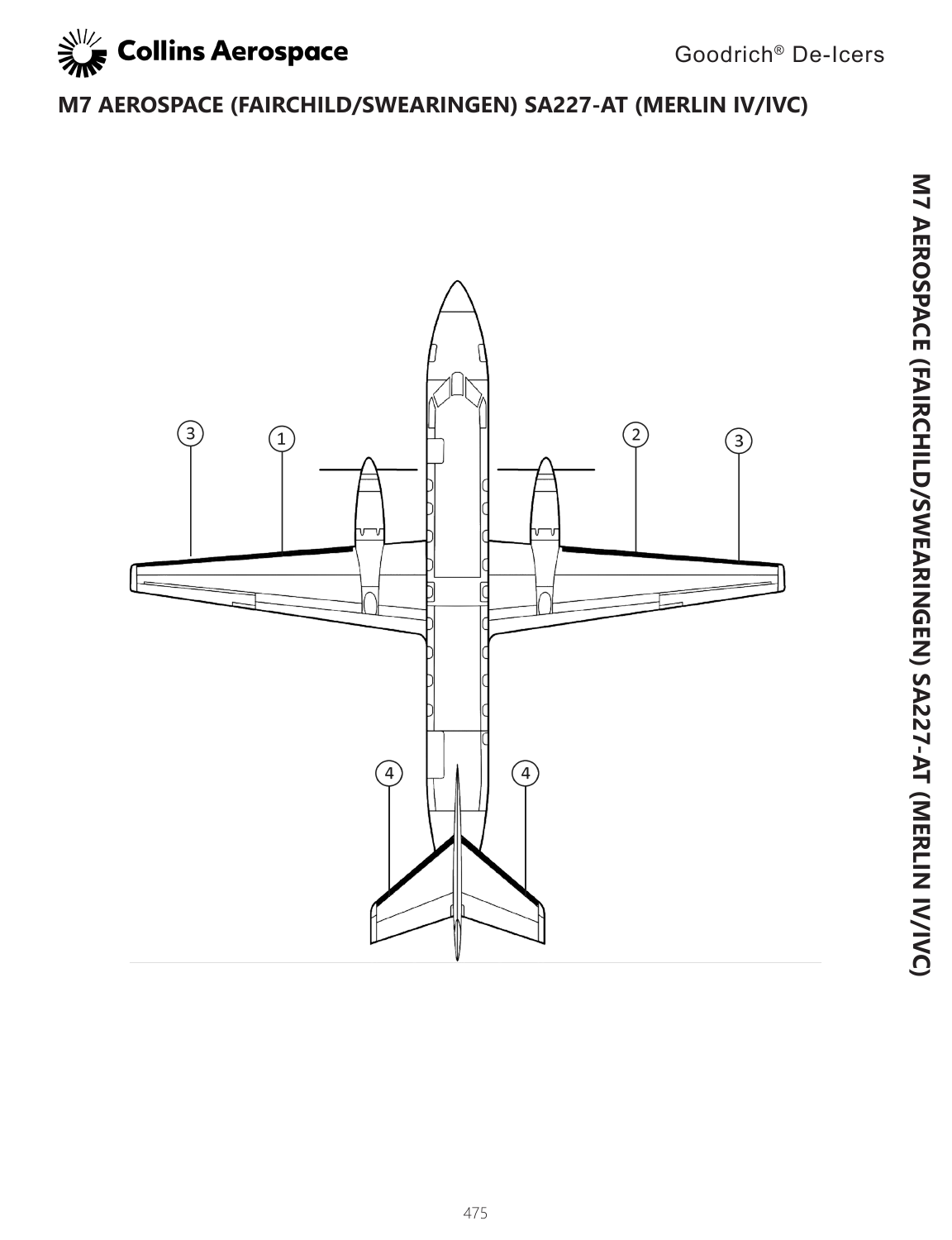# M7 AEROSPACE (FAIRCHILD/SWEARINGEN) SA227-AT (MERLIN IV/IVC)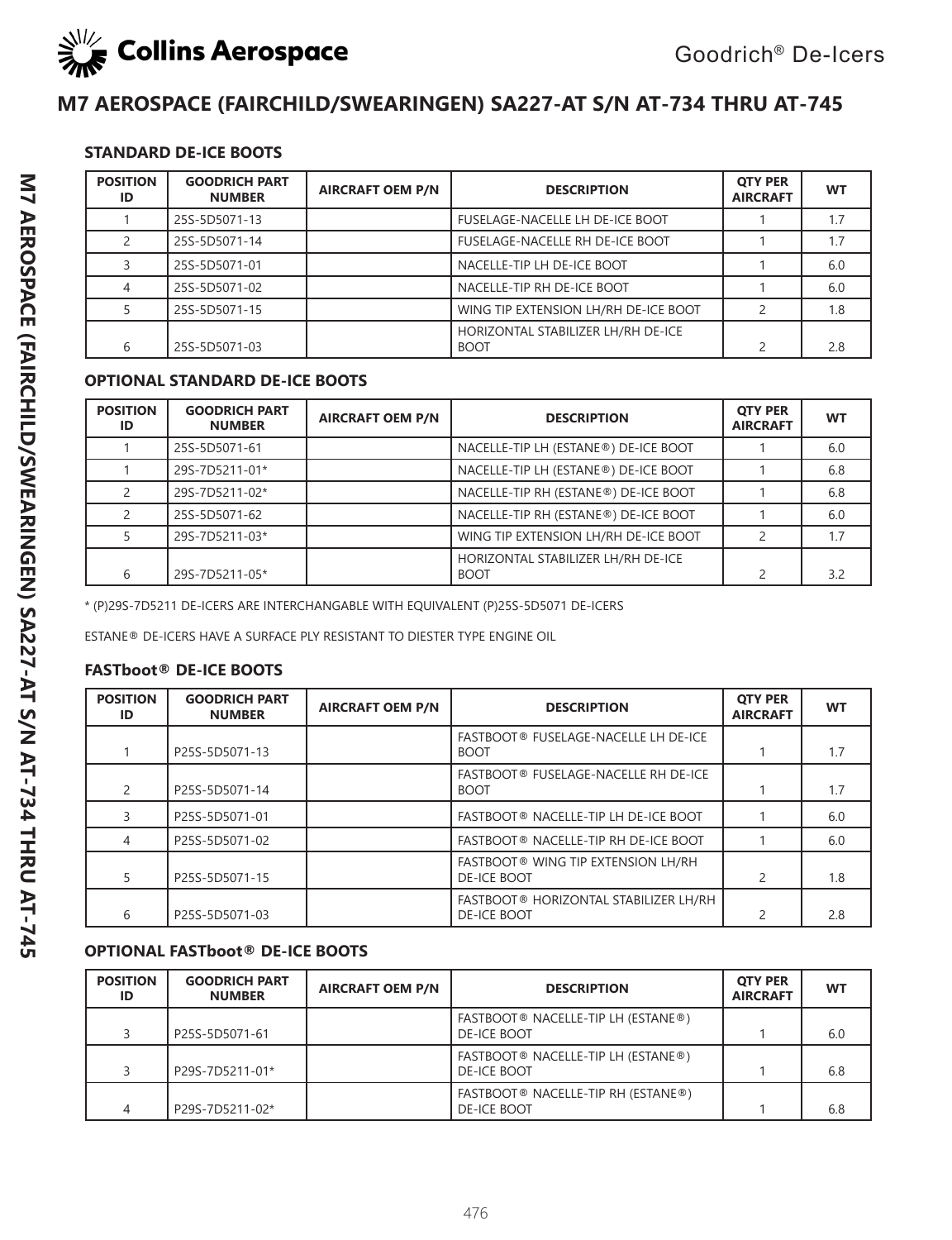# M7 AEROSPACE (FAIRCHILD/SWEARINGEN) SA227-AT S/N AT-734 THRU AT-745

### STANDARD DE-ICE BOOTS

| POSITION ID | GOODRICH PART NUMBER | AIRCRAFT OEM P/N | DESCRIPTION | QTY PER AIRCRAFT | WT |
|---|---|---|---|---|---|
| 1 | 25S-5D5071-13 | | FUSELAGE-NACELLE LH DE-ICE BOOT | 1 | 1.7 |
| 2 | 25S-5D5071-14 | | FUSELAGE-NACELLE RH DE-ICE BOOT | 1 | 1.7 |
| 3 | 25S-5D5071-01 | | NACELLE-TIP LH DE-ICE BOOT | 1 | 6.0 |
| 4 | 25S-5D5071-02 | | NACELLE-TIP RH DE-ICE BOOT | 1 | 6.0 |
| 5 | 25S-5D5071-15 | | WING TIP EXTENSION LH/RH DE-ICE BOOT | 2 | 1.8 |
| 6 | 25S-5D5071-03 | | HORIZONTAL STABILIZER LH/RH DE-ICE BOOT | 2 | 2.8 |

### OPTIONAL STANDARD DE-ICE BOOTS

| POSITION ID | GOODRICH PART NUMBER | AIRCRAFT OEM P/N | DESCRIPTION | QTY PER AIRCRAFT | WT |
|---|---|---|---|---|---|
| 1 | 25S-5D5071-61 | | NACELLE-TIP LH (ESTANE®) DE-ICE BOOT | 1 | 6.0 |
| 1 | 29S-7D5211-01* | | NACELLE-TIP LH (ESTANE®) DE-ICE BOOT | 1 | 6.8 |
| 2 | 29S-7D5211-02* | | NACELLE-TIP RH (ESTANE®) DE-ICE BOOT | 1 | 6.8 |
| 2 | 25S-5D5071-62 | | NACELLE-TIP RH (ESTANE®) DE-ICE BOOT | 1 | 6.0 |
| 5 | 29S-7D5211-03* | | WING TIP EXTENSION LH/RH DE-ICE BOOT | 2 | 1.7 |
| 6 | 29S-7D5211-05* | | HORIZONTAL STABILIZER LH/RH DE-ICE BOOT | 2 | 3.2 |

* (P)29S-7D5211 DE-ICERS ARE INTERCHANGABLE WITH EQUIVALENT (P)25S-5D5071 DE-ICERS

ESTANE® DE-ICERS HAVE A SURFACE PLY RESISTANT TO DIESTER TYPE ENGINE OIL

### FASTboot® DE-ICE BOOTS

| POSITION ID | GOODRICH PART NUMBER | AIRCRAFT OEM P/N | DESCRIPTION | QTY PER AIRCRAFT | WT |
|---|---|---|---|---|---|
| 1 | P25S-5D5071-13 | | FASTBOOT® FUSELAGE-NACELLE LH DE-ICE BOOT | 1 | 1.7 |
| 2 | P25S-5D5071-14 | | FASTBOOT® FUSELAGE-NACELLE RH DE-ICE BOOT | 1 | 1.7 |
| 3 | P25S-5D5071-01 | | FASTBOOT® NACELLE-TIP LH DE-ICE BOOT | 1 | 6.0 |
| 4 | P25S-5D5071-02 | | FASTBOOT® NACELLE-TIP RH DE-ICE BOOT | 1 | 6.0 |
| 5 | P25S-5D5071-15 | | FASTBOOT® WING TIP EXTENSION LH/RH DE-ICE BOOT | 2 | 1.8 |
| 6 | P25S-5D5071-03 | | FASTBOOT® HORIZONTAL STABILIZER LH/RH DE-ICE BOOT | 2 | 2.8 |

### OPTIONAL FASTboot® DE-ICE BOOTS

| POSITION ID | GOODRICH PART NUMBER | AIRCRAFT OEM P/N | DESCRIPTION | QTY PER AIRCRAFT | WT |
|---|---|---|---|---|---|
| 3 | P25S-5D5071-61 | | FASTBOOT® NACELLE-TIP LH (ESTANE®) DE-ICE BOOT | 1 | 6.0 |
| 3 | P29S-7D5211-01* | | FASTBOOT® NACELLE-TIP LH (ESTANE®) DE-ICE BOOT | 1 | 6.8 |
| 4 | P29S-7D5211-02* | | FASTBOOT® NACELLE-TIP RH (ESTANE®) DE-ICE BOOT | 1 | 6.8 |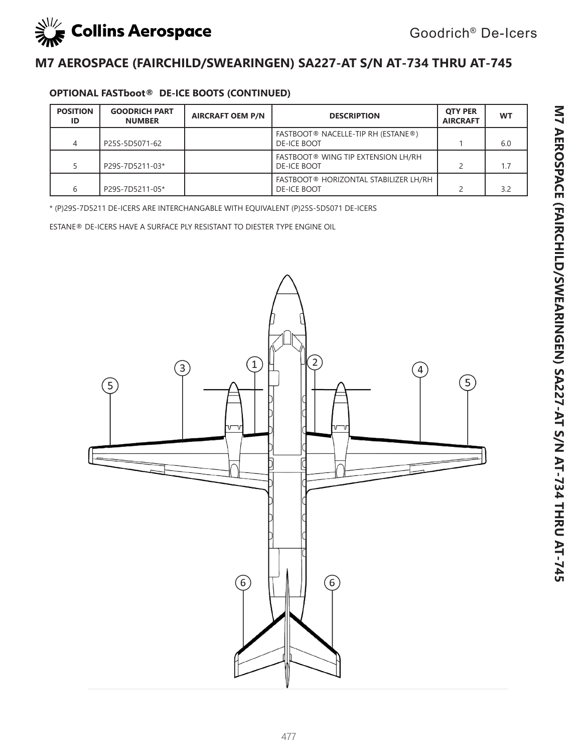## M7 AEROSPACE (FAIRCHILD/SWEARINGEN) SA227-AT S/N AT-734 THRU AT-745

### OPTIONAL FASTboot® DE-ICE BOOTS (CONTINUED)

| POSITION ID | GOODRICH PART NUMBER | AIRCRAFT OEM P/N | DESCRIPTION | QTY PER AIRCRAFT | WT |
|---|---|---|---|---|---|
| 4 | P25S-5D5071-62 | | FASTBOOT® NACELLE-TIP RH (ESTANE®) DE-ICE BOOT | 1 | 6.0 |
| 5 | P29S-7D5211-03* | | FASTBOOT® WING TIP EXTENSION LH/RH DE-ICE BOOT | 2 | 1.7 |
| 6 | P29S-7D5211-05* | | FASTBOOT® HORIZONTAL STABILIZER LH/RH DE-ICE BOOT | 2 | 3.2 |

* (P)29S-7D5211 DE-ICERS ARE INTERCHANGABLE WITH EQUIVALENT (P)25S-5D5071 DE-ICERS

ESTANE® DE-ICERS HAVE A SURFACE PLY RESISTANT TO DIESTER TYPE ENGINE OIL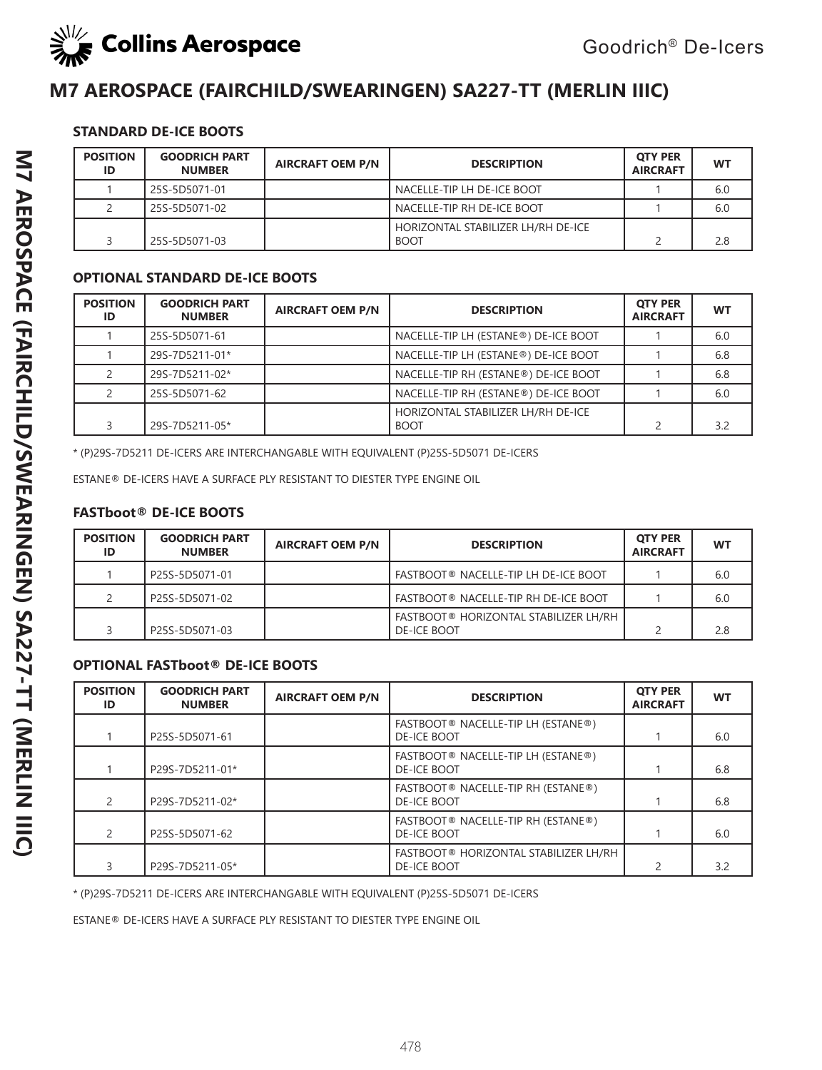# M7 AEROSPACE (FAIRCHILD/SWEARINGEN) SA227-TT (MERLIN IIIC)

### STANDARD DE-ICE BOOTS

| POSITION ID | GOODRICH PART NUMBER | AIRCRAFT OEM P/N | DESCRIPTION | QTY PER AIRCRAFT | WT |
|---|---|---|---|---|---|
| 1 | 25S-5D5071-01 | | NACELLE-TIP LH DE-ICE BOOT | 1 | 6.0 |
| 2 | 25S-5D5071-02 | | NACELLE-TIP RH DE-ICE BOOT | 1 | 6.0 |
| 3 | 25S-5D5071-03 | | HORIZONTAL STABILIZER LH/RH DE-ICE BOOT | 2 | 2.8 |

### OPTIONAL STANDARD DE-ICE BOOTS

| POSITION ID | GOODRICH PART NUMBER | AIRCRAFT OEM P/N | DESCRIPTION | QTY PER AIRCRAFT | WT |
|---|---|---|---|---|---|
| 1 | 25S-5D5071-61 | | NACELLE-TIP LH (ESTANE®) DE-ICE BOOT | 1 | 6.0 |
| 1 | 29S-7D5211-01* | | NACELLE-TIP LH (ESTANE®) DE-ICE BOOT | 1 | 6.8 |
| 2 | 29S-7D5211-02* | | NACELLE-TIP RH (ESTANE®) DE-ICE BOOT | 1 | 6.8 |
| 2 | 25S-5D5071-62 | | NACELLE-TIP RH (ESTANE®) DE-ICE BOOT | 1 | 6.0 |
| 3 | 29S-7D5211-05* | | HORIZONTAL STABILIZER LH/RH DE-ICE BOOT | 2 | 3.2 |

* (P)29S-7D5211 DE-ICERS ARE INTERCHANGABLE WITH EQUIVALENT (P)25S-5D5071 DE-ICERS

ESTANE® DE-ICERS HAVE A SURFACE PLY RESISTANT TO DIESTER TYPE ENGINE OIL

### FASTboot® DE-ICE BOOTS

| POSITION ID | GOODRICH PART NUMBER | AIRCRAFT OEM P/N | DESCRIPTION | QTY PER AIRCRAFT | WT |
|---|---|---|---|---|---|
| 1 | P25S-5D5071-01 | | FASTBOOT® NACELLE-TIP LH DE-ICE BOOT | 1 | 6.0 |
| 2 | P25S-5D5071-02 | | FASTBOOT® NACELLE-TIP RH DE-ICE BOOT | 1 | 6.0 |
| 3 | P25S-5D5071-03 | | FASTBOOT® HORIZONTAL STABILIZER LH/RH DE-ICE BOOT | 2 | 2.8 |

### OPTIONAL FASTboot® DE-ICE BOOTS

| POSITION ID | GOODRICH PART NUMBER | AIRCRAFT OEM P/N | DESCRIPTION | QTY PER AIRCRAFT | WT |
|---|---|---|---|---|---|
| 1 | P25S-5D5071-61 | | FASTBOOT® NACELLE-TIP LH (ESTANE®) DE-ICE BOOT | 1 | 6.0 |
| 1 | P29S-7D5211-01* | | FASTBOOT® NACELLE-TIP LH (ESTANE®) DE-ICE BOOT | 1 | 6.8 |
| 2 | P29S-7D5211-02* | | FASTBOOT® NACELLE-TIP RH (ESTANE®) DE-ICE BOOT | 1 | 6.8 |
| 2 | P25S-5D5071-62 | | FASTBOOT® NACELLE-TIP RH (ESTANE®) DE-ICE BOOT | 1 | 6.0 |
| 3 | P29S-7D5211-05* | | FASTBOOT® HORIZONTAL STABILIZER LH/RH DE-ICE BOOT | 2 | 3.2 |

* (P)29S-7D5211 DE-ICERS ARE INTERCHANGABLE WITH EQUIVALENT (P)25S-5D5071 DE-ICERS

ESTANE® DE-ICERS HAVE A SURFACE PLY RESISTANT TO DIESTER TYPE ENGINE OIL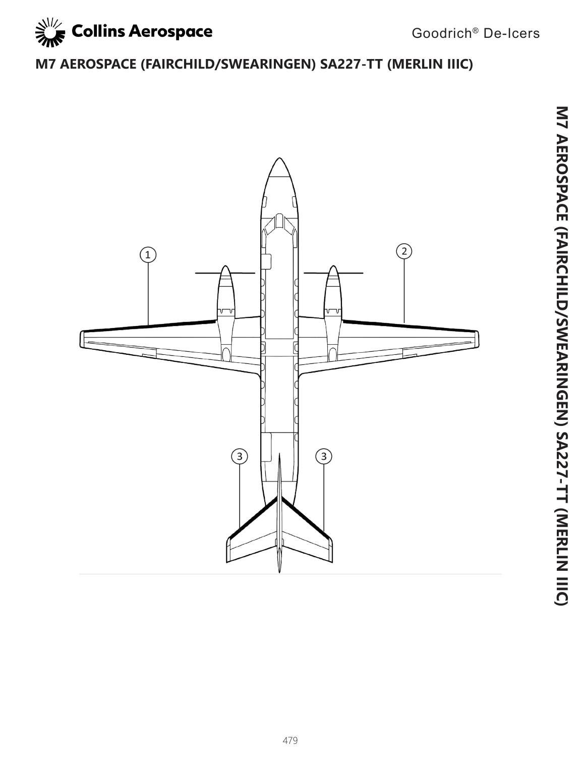# M7 AEROSPACE (FAIRCHILD/SWEARINGEN) SA227-TT (MERLIN IIIC)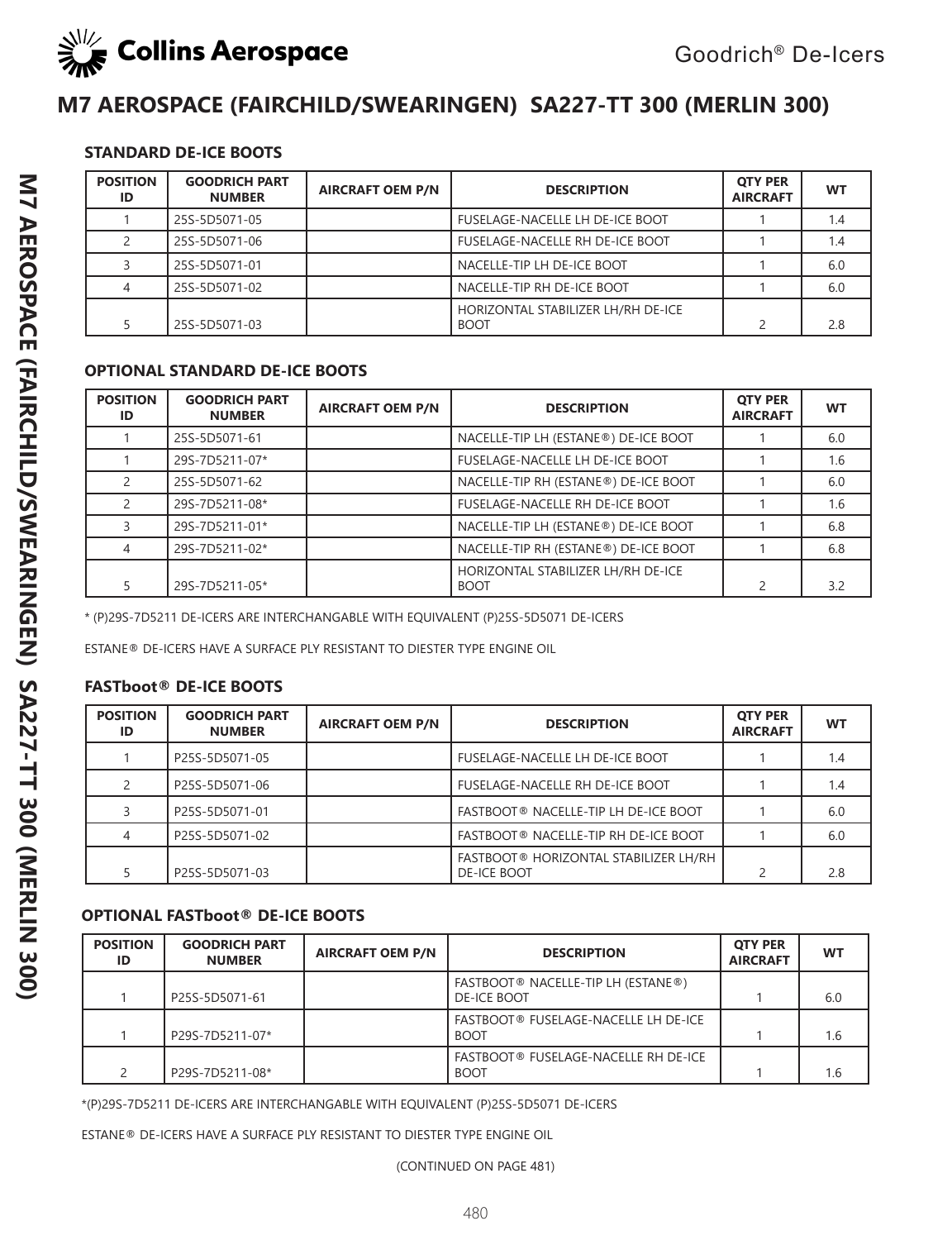# M7 AEROSPACE (FAIRCHILD/SWEARINGEN) SA227-TT 300 (MERLIN 300)

### STANDARD DE-ICE BOOTS

| POSITION ID | GOODRICH PART NUMBER | AIRCRAFT OEM P/N | DESCRIPTION | QTY PER AIRCRAFT | WT |
|---|---|---|---|---|---|
| 1 | 25S-5D5071-05 | | FUSELAGE-NACELLE LH DE-ICE BOOT | 1 | 1.4 |
| 2 | 25S-5D5071-06 | | FUSELAGE-NACELLE RH DE-ICE BOOT | 1 | 1.4 |
| 3 | 25S-5D5071-01 | | NACELLE-TIP LH DE-ICE BOOT | 1 | 6.0 |
| 4 | 25S-5D5071-02 | | NACELLE-TIP RH DE-ICE BOOT | 1 | 6.0 |
| 5 | 25S-5D5071-03 | | HORIZONTAL STABILIZER LH/RH DE-ICE BOOT | 2 | 2.8 |

### OPTIONAL STANDARD DE-ICE BOOTS

| POSITION ID | GOODRICH PART NUMBER | AIRCRAFT OEM P/N | DESCRIPTION | QTY PER AIRCRAFT | WT |
|---|---|---|---|---|---|
| 1 | 25S-5D5071-61 | | NACELLE-TIP LH (ESTANE®) DE-ICE BOOT | 1 | 6.0 |
| 1 | 29S-7D5211-07* | | FUSELAGE-NACELLE LH DE-ICE BOOT | 1 | 1.6 |
| 2 | 25S-5D5071-62 | | NACELLE-TIP RH (ESTANE®) DE-ICE BOOT | 1 | 6.0 |
| 2 | 29S-7D5211-08* | | FUSELAGE-NACELLE RH DE-ICE BOOT | 1 | 1.6 |
| 3 | 29S-7D5211-01* | | NACELLE-TIP LH (ESTANE®) DE-ICE BOOT | 1 | 6.8 |
| 4 | 29S-7D5211-02* | | NACELLE-TIP RH (ESTANE®) DE-ICE BOOT | 1 | 6.8 |
| 5 | 29S-7D5211-05* | | HORIZONTAL STABILIZER LH/RH DE-ICE BOOT | 2 | 3.2 |

* (P)29S-7D5211 DE-ICERS ARE INTERCHANGABLE WITH EQUIVALENT (P)25S-5D5071 DE-ICERS

ESTANE® DE-ICERS HAVE A SURFACE PLY RESISTANT TO DIESTER TYPE ENGINE OIL

### FASTboot® DE-ICE BOOTS

| POSITION ID | GOODRICH PART NUMBER | AIRCRAFT OEM P/N | DESCRIPTION | QTY PER AIRCRAFT | WT |
|---|---|---|---|---|---|
| 1 | P25S-5D5071-05 | | FUSELAGE-NACELLE LH DE-ICE BOOT | 1 | 1.4 |
| 2 | P25S-5D5071-06 | | FUSELAGE-NACELLE RH DE-ICE BOOT | 1 | 1.4 |
| 3 | P25S-5D5071-01 | | FASTBOOT® NACELLE-TIP LH DE-ICE BOOT | 1 | 6.0 |
| 4 | P25S-5D5071-02 | | FASTBOOT® NACELLE-TIP RH DE-ICE BOOT | 1 | 6.0 |
| 5 | P25S-5D5071-03 | | FASTBOOT® HORIZONTAL STABILIZER LH/RH DE-ICE BOOT | 2 | 2.8 |

### OPTIONAL FASTboot® DE-ICE BOOTS

| POSITION ID | GOODRICH PART NUMBER | AIRCRAFT OEM P/N | DESCRIPTION | QTY PER AIRCRAFT | WT |
|---|---|---|---|---|---|
| 1 | P25S-5D5071-61 | | FASTBOOT® NACELLE-TIP LH (ESTANE®) DE-ICE BOOT | 1 | 6.0 |
| 1 | P29S-7D5211-07* | | FASTBOOT® FUSELAGE-NACELLE LH DE-ICE BOOT | 1 | 1.6 |
| 2 | P29S-7D5211-08* | | FASTBOOT® FUSELAGE-NACELLE RH DE-ICE BOOT | 1 | 1.6 |

*(P)29S-7D5211 DE-ICERS ARE INTERCHANGABLE WITH EQUIVALENT (P)25S-5D5071 DE-ICERS

ESTANE® DE-ICERS HAVE A SURFACE PLY RESISTANT TO DIESTER TYPE ENGINE OIL

(CONTINUED ON PAGE 481)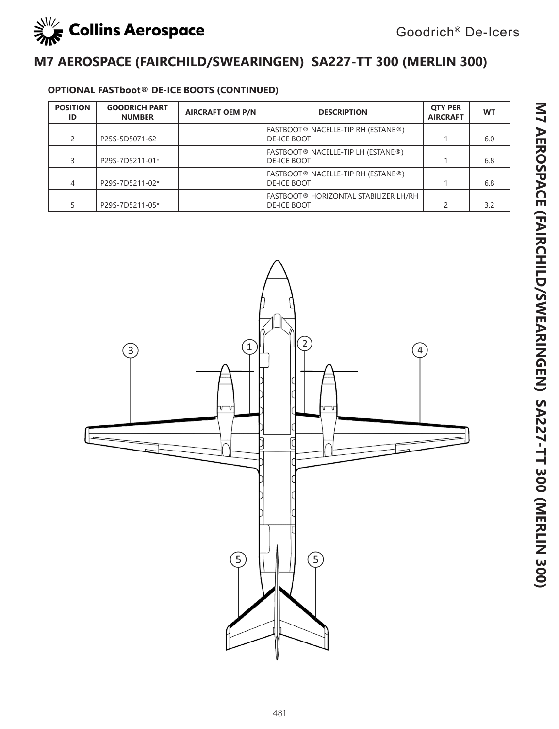# M7 AEROSPACE (FAIRCHILD/SWEARINGEN) SA227-TT 300 (MERLIN 300)

### OPTIONAL FASTboot® DE-ICE BOOTS (CONTINUED)

| POSITION ID | GOODRICH PART NUMBER | AIRCRAFT OEM P/N | DESCRIPTION | QTY PER AIRCRAFT | WT |
|---|---|---|---|---|---|
| 2 | P25S-5D5071-62 | | FASTBOOT® NACELLE-TIP RH (ESTANE®) DE-ICE BOOT | 1 | 6.0 |
| 3 | P29S-7D5211-01* | | FASTBOOT® NACELLE-TIP LH (ESTANE®) DE-ICE BOOT | 1 | 6.8 |
| 4 | P29S-7D5211-02* | | FASTBOOT® NACELLE-TIP RH (ESTANE®) DE-ICE BOOT | 1 | 6.8 |
| 5 | P29S-7D5211-05* | | FASTBOOT® HORIZONTAL STABILIZER LH/RH DE-ICE BOOT | 2 | 3.2 |

3

1

2

4

5

5